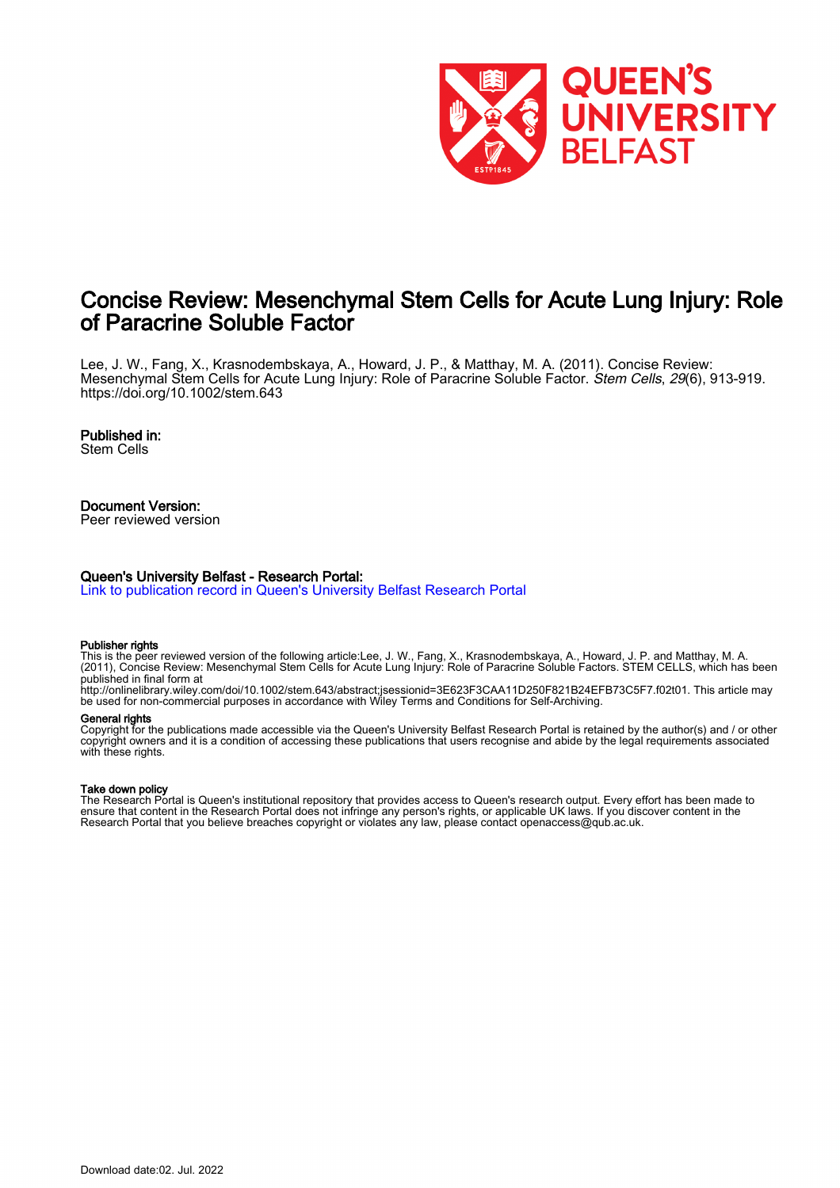# Concise Review: Mesenchymal Stem Cells for Acute Lung Injury: Role of Paracrine Soluble Factor

Lee, J. W., Fang, X., Krasnodembskaya, A., Howard, J. P., & Matthay, M. A. (2011). Concise Review: Mesenchymal Stem Cells for Acute Lung Injury: Role of Paracrine Soluble Factor. *Stem Cells*, *29*(6), 913-919. https://doi.org/10.1002/stem.643

**Published in:**
Stem Cells

**Document Version:**
Peer reviewed version

**Queen's University Belfast - Research Portal:**
Link to publication record in Queen's University Belfast Research Portal

**Publisher rights**
This is the peer reviewed version of the following article:Lee, J. W., Fang, X., Krasnodembskaya, A., Howard, J. P. and Matthay, M. A. (2011), Concise Review: Mesenchymal Stem Cells for Acute Lung Injury: Role of Paracrine Soluble Factors. STEM CELLS, which has been published in final form at
http://onlinelibrary.wiley.com/doi/10.1002/stem.643/abstract;jsessionid=3E623F3CAA11D250F821B24EFB73C5F7.f02t01. This article may be used for non-commercial purposes in accordance with Wiley Terms and Conditions for Self-Archiving.

**General rights**
Copyright for the publications made accessible via the Queen's University Belfast Research Portal is retained by the author(s) and / or other copyright owners and it is a condition of accessing these publications that users recognise and abide by the legal requirements associated with these rights.

**Take down policy**
The Research Portal is Queen's institutional repository that provides access to Queen's research output. Every effort has been made to ensure that content in the Research Portal does not infringe any person's rights, or applicable UK laws. If you discover content in the Research Portal that you believe breaches copyright or violates any law, please contact openaccess@qub.ac.uk.

Download date:02. Jul. 2022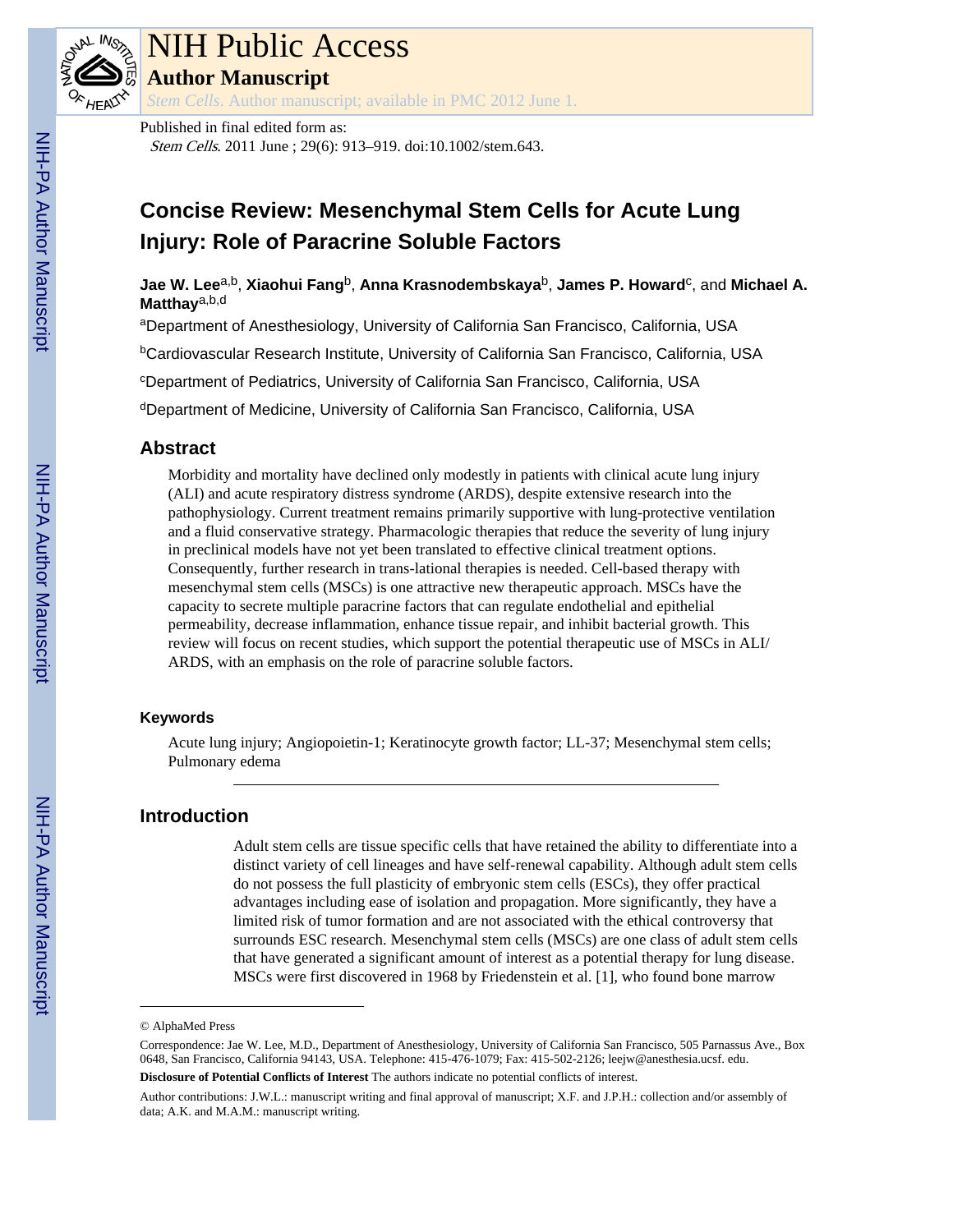NIH Public Access

**Author Manuscript**

*Stem Cells*. Author manuscript; available in PMC 2012 June 1.

Published in final edited form as:

*Stem Cells*. 2011 June ; 29(6): 913–919. doi:10.1002/stem.643.

# Concise Review: Mesenchymal Stem Cells for Acute Lung Injury: Role of Paracrine Soluble Factors

**Jae W. Lee**[a,b], **Xiaohui Fang**[b], **Anna Krasnodembskaya**[b], **James P. Howard**[c], and **Michael A. Matthay**[a,b,d]

[a]Department of Anesthesiology, University of California San Francisco, California, USA

[b]Cardiovascular Research Institute, University of California San Francisco, California, USA

[c]Department of Pediatrics, University of California San Francisco, California, USA

[d]Department of Medicine, University of California San Francisco, California, USA

## Abstract

Morbidity and mortality have declined only modestly in patients with clinical acute lung injury (ALI) and acute respiratory distress syndrome (ARDS), despite extensive research into the pathophysiology. Current treatment remains primarily supportive with lung-protective ventilation and a fluid conservative strategy. Pharmacologic therapies that reduce the severity of lung injury in preclinical models have not yet been translated to effective clinical treatment options. Consequently, further research in trans-lational therapies is needed. Cell-based therapy with mesenchymal stem cells (MSCs) is one attractive new therapeutic approach. MSCs have the capacity to secrete multiple paracrine factors that can regulate endothelial and epithelial permeability, decrease inflammation, enhance tissue repair, and inhibit bacterial growth. This review will focus on recent studies, which support the potential therapeutic use of MSCs in ALI/ARDS, with an emphasis on the role of paracrine soluble factors.

### Keywords

Acute lung injury; Angiopoietin-1; Keratinocyte growth factor; LL-37; Mesenchymal stem cells; Pulmonary edema

## Introduction

Adult stem cells are tissue specific cells that have retained the ability to differentiate into a distinct variety of cell lineages and have self-renewal capability. Although adult stem cells do not possess the full plasticity of embryonic stem cells (ESCs), they offer practical advantages including ease of isolation and propagation. More significantly, they have a limited risk of tumor formation and are not associated with the ethical controversy that surrounds ESC research. Mesenchymal stem cells (MSCs) are one class of adult stem cells that have generated a significant amount of interest as a potential therapy for lung disease. MSCs were first discovered in 1968 by Friedenstein et al. [1], who found bone marrow

© AlphaMed Press

Correspondence: Jae W. Lee, M.D., Department of Anesthesiology, University of California San Francisco, 505 Parnassus Ave., Box 0648, San Francisco, California 94143, USA. Telephone: 415-476-1079; Fax: 415-502-2126; leejw@anesthesia.ucsf. edu.

**Disclosure of Potential Conflicts of Interest** The authors indicate no potential conflicts of interest.

Author contributions: J.W.L.: manuscript writing and final approval of manuscript; X.F. and J.P.H.: collection and/or assembly of data; A.K. and M.A.M.: manuscript writing.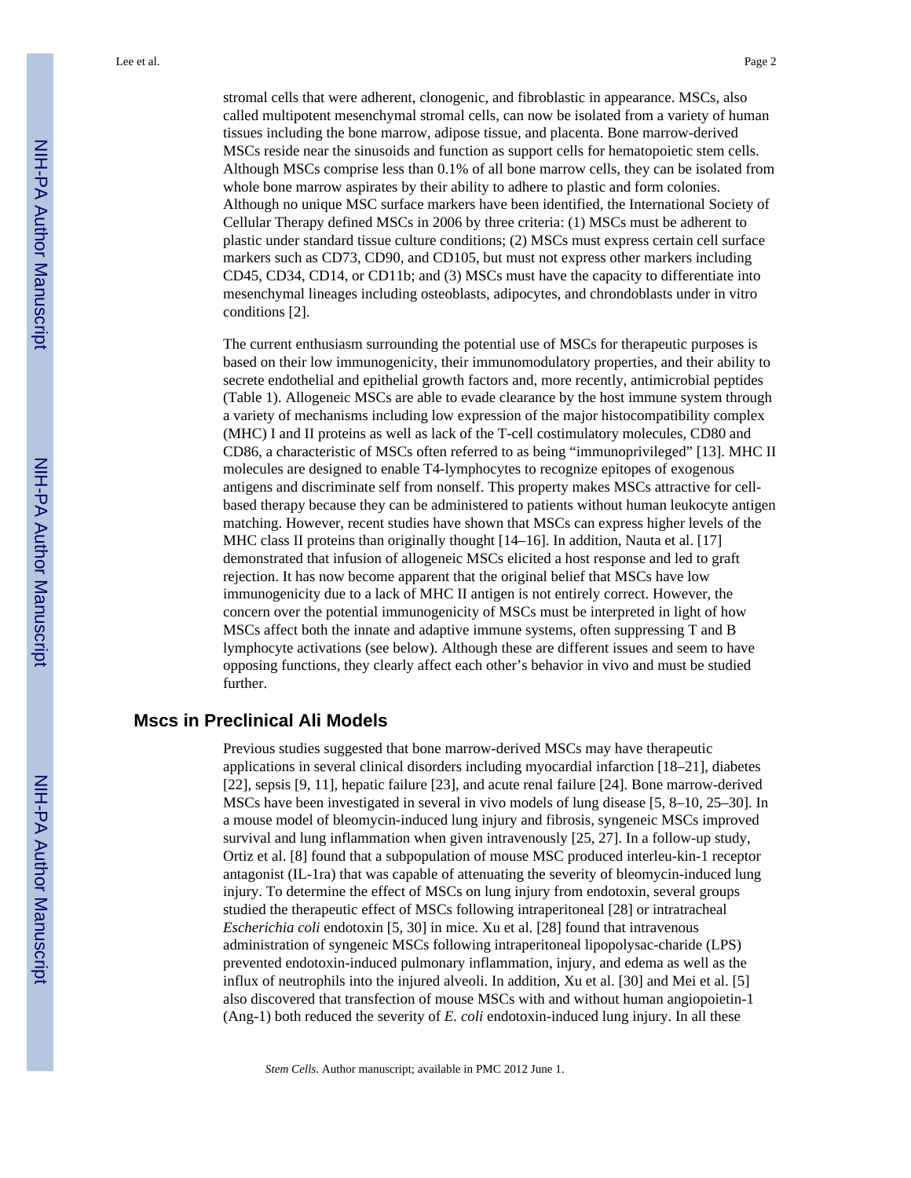stromal cells that were adherent, clonogenic, and fibroblastic in appearance. MSCs, also called multipotent mesenchymal stromal cells, can now be isolated from a variety of human tissues including the bone marrow, adipose tissue, and placenta. Bone marrow-derived MSCs reside near the sinusoids and function as support cells for hematopoietic stem cells. Although MSCs comprise less than 0.1% of all bone marrow cells, they can be isolated from whole bone marrow aspirates by their ability to adhere to plastic and form colonies. Although no unique MSC surface markers have been identified, the International Society of Cellular Therapy defined MSCs in 2006 by three criteria: (1) MSCs must be adherent to plastic under standard tissue culture conditions; (2) MSCs must express certain cell surface markers such as CD73, CD90, and CD105, but must not express other markers including CD45, CD34, CD14, or CD11b; and (3) MSCs must have the capacity to differentiate into mesenchymal lineages including osteoblasts, adipocytes, and chrondoblasts under in vitro conditions [2].

The current enthusiasm surrounding the potential use of MSCs for therapeutic purposes is based on their low immunogenicity, their immunomodulatory properties, and their ability to secrete endothelial and epithelial growth factors and, more recently, antimicrobial peptides (Table 1). Allogeneic MSCs are able to evade clearance by the host immune system through a variety of mechanisms including low expression of the major histocompatibility complex (MHC) I and II proteins as well as lack of the T-cell costimulatory molecules, CD80 and CD86, a characteristic of MSCs often referred to as being "immunoprivileged" [13]. MHC II molecules are designed to enable T4-lymphocytes to recognize epitopes of exogenous antigens and discriminate self from nonself. This property makes MSCs attractive for cell-based therapy because they can be administered to patients without human leukocyte antigen matching. However, recent studies have shown that MSCs can express higher levels of the MHC class II proteins than originally thought [14–16]. In addition, Nauta et al. [17] demonstrated that infusion of allogeneic MSCs elicited a host response and led to graft rejection. It has now become apparent that the original belief that MSCs have low immunogenicity due to a lack of MHC II antigen is not entirely correct. However, the concern over the potential immunogenicity of MSCs must be interpreted in light of how MSCs affect both the innate and adaptive immune systems, often suppressing T and B lymphocyte activations (see below). Although these are different issues and seem to have opposing functions, they clearly affect each other's behavior in vivo and must be studied further.

## Mscs in Preclinical Ali Models

Previous studies suggested that bone marrow-derived MSCs may have therapeutic applications in several clinical disorders including myocardial infarction [18–21], diabetes [22], sepsis [9, 11], hepatic failure [23], and acute renal failure [24]. Bone marrow-derived MSCs have been investigated in several in vivo models of lung disease [5, 8–10, 25–30]. In a mouse model of bleomycin-induced lung injury and fibrosis, syngeneic MSCs improved survival and lung inflammation when given intravenously [25, 27]. In a follow-up study, Ortiz et al. [8] found that a subpopulation of mouse MSC produced interleu-kin-1 receptor antagonist (IL-1ra) that was capable of attenuating the severity of bleomycin-induced lung injury. To determine the effect of MSCs on lung injury from endotoxin, several groups studied the therapeutic effect of MSCs following intraperitoneal [28] or intratracheal *Escherichia coli* endotoxin [5, 30] in mice. Xu et al. [28] found that intravenous administration of syngeneic MSCs following intraperitoneal lipopolysac-charide (LPS) prevented endotoxin-induced pulmonary inflammation, injury, and edema as well as the influx of neutrophils into the injured alveoli. In addition, Xu et al. [30] and Mei et al. [5] also discovered that transfection of mouse MSCs with and without human angiopoietin-1 (Ang-1) both reduced the severity of *E. coli* endotoxin-induced lung injury. In all these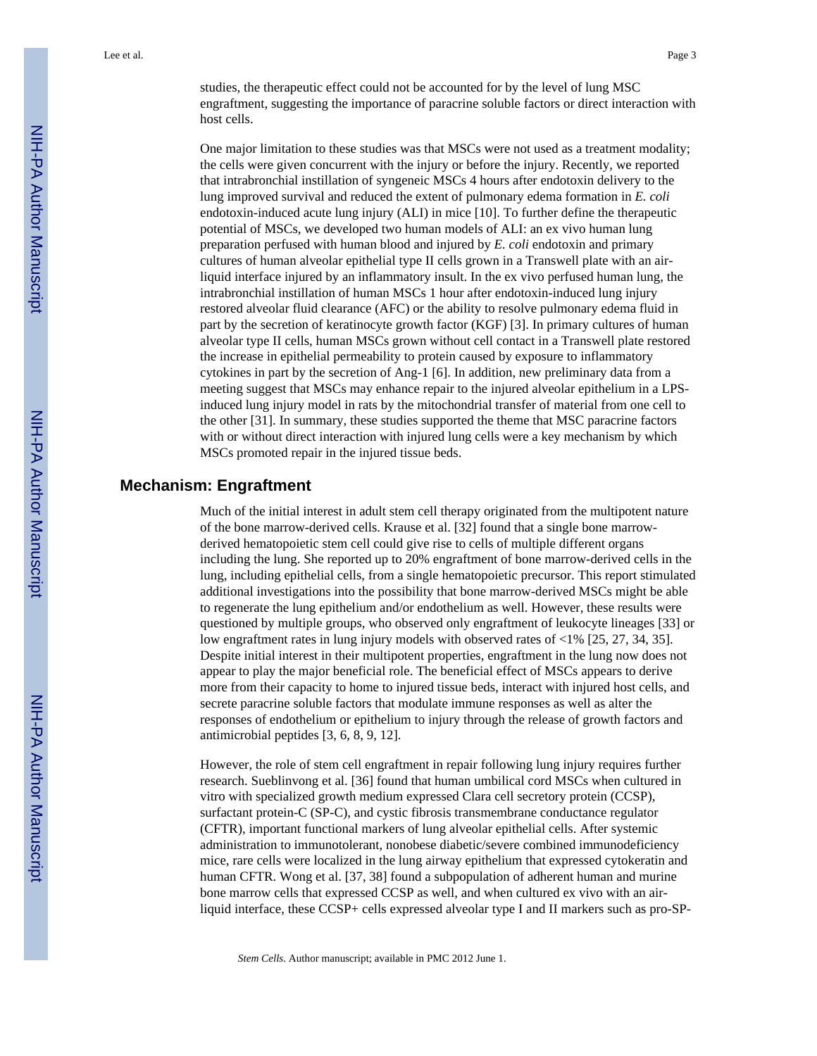studies, the therapeutic effect could not be accounted for by the level of lung MSC engraftment, suggesting the importance of paracrine soluble factors or direct interaction with host cells.

One major limitation to these studies was that MSCs were not used as a treatment modality; the cells were given concurrent with the injury or before the injury. Recently, we reported that intrabronchial instillation of syngeneic MSCs 4 hours after endotoxin delivery to the lung improved survival and reduced the extent of pulmonary edema formation in *E. coli* endotoxin-induced acute lung injury (ALI) in mice [10]. To further define the therapeutic potential of MSCs, we developed two human models of ALI: an ex vivo human lung preparation perfused with human blood and injured by *E. coli* endotoxin and primary cultures of human alveolar epithelial type II cells grown in a Transwell plate with an air-liquid interface injured by an inflammatory insult. In the ex vivo perfused human lung, the intrabronchial instillation of human MSCs 1 hour after endotoxin-induced lung injury restored alveolar fluid clearance (AFC) or the ability to resolve pulmonary edema fluid in part by the secretion of keratinocyte growth factor (KGF) [3]. In primary cultures of human alveolar type II cells, human MSCs grown without cell contact in a Transwell plate restored the increase in epithelial permeability to protein caused by exposure to inflammatory cytokines in part by the secretion of Ang-1 [6]. In addition, new preliminary data from a meeting suggest that MSCs may enhance repair to the injured alveolar epithelium in a LPS-induced lung injury model in rats by the mitochondrial transfer of material from one cell to the other [31]. In summary, these studies supported the theme that MSC paracrine factors with or without direct interaction with injured lung cells were a key mechanism by which MSCs promoted repair in the injured tissue beds.

## Mechanism: Engraftment

Much of the initial interest in adult stem cell therapy originated from the multipotent nature of the bone marrow-derived cells. Krause et al. [32] found that a single bone marrow-derived hematopoietic stem cell could give rise to cells of multiple different organs including the lung. She reported up to 20% engraftment of bone marrow-derived cells in the lung, including epithelial cells, from a single hematopoietic precursor. This report stimulated additional investigations into the possibility that bone marrow-derived MSCs might be able to regenerate the lung epithelium and/or endothelium as well. However, these results were questioned by multiple groups, who observed only engraftment of leukocyte lineages [33] or low engraftment rates in lung injury models with observed rates of <1% [25, 27, 34, 35]. Despite initial interest in their multipotent properties, engraftment in the lung now does not appear to play the major beneficial role. The beneficial effect of MSCs appears to derive more from their capacity to home to injured tissue beds, interact with injured host cells, and secrete paracrine soluble factors that modulate immune responses as well as alter the responses of endothelium or epithelium to injury through the release of growth factors and antimicrobial peptides [3, 6, 8, 9, 12].

However, the role of stem cell engraftment in repair following lung injury requires further research. Sueblinvong et al. [36] found that human umbilical cord MSCs when cultured in vitro with specialized growth medium expressed Clara cell secretory protein (CCSP), surfactant protein-C (SP-C), and cystic fibrosis transmembrane conductance regulator (CFTR), important functional markers of lung alveolar epithelial cells. After systemic administration to immunotolerant, nonobese diabetic/severe combined immunodeficiency mice, rare cells were localized in the lung airway epithelium that expressed cytokeratin and human CFTR. Wong et al. [37, 38] found a subpopulation of adherent human and murine bone marrow cells that expressed CCSP as well, and when cultured ex vivo with an air-liquid interface, these CCSP+ cells expressed alveolar type I and II markers such as pro-SP-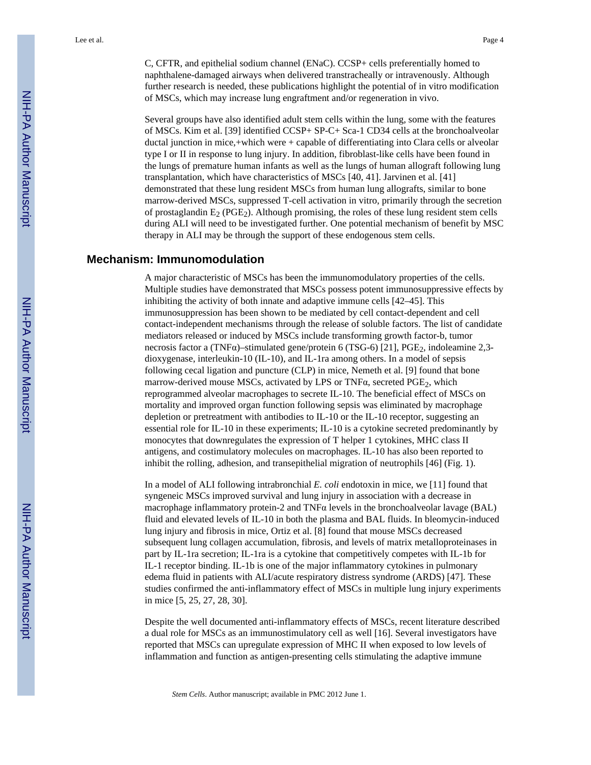C, CFTR, and epithelial sodium channel (ENaC). CCSP+ cells preferentially homed to naphthalene-damaged airways when delivered transtracheally or intravenously. Although further research is needed, these publications highlight the potential of in vitro modification of MSCs, which may increase lung engraftment and/or regeneration in vivo.

Several groups have also identified adult stem cells within the lung, some with the features of MSCs. Kim et al. [39] identified CCSP+ SP-C+ Sca-1 CD34 cells at the bronchoalveolar ductal junction in mice,+which were + capable of differentiating into Clara cells or alveolar type I or II in response to lung injury. In addition, fibroblast-like cells have been found in the lungs of premature human infants as well as the lungs of human allograft following lung transplantation, which have characteristics of MSCs [40, 41]. Jarvinen et al. [41] demonstrated that these lung resident MSCs from human lung allografts, similar to bone marrow-derived MSCs, suppressed T-cell activation in vitro, primarily through the secretion of prostaglandin $E_2$ ($PGE_2$). Although promising, the roles of these lung resident stem cells during ALI will need to be investigated further. One potential mechanism of benefit by MSC therapy in ALI may be through the support of these endogenous stem cells.

## Mechanism: Immunomodulation

A major characteristic of MSCs has been the immunomodulatory properties of the cells. Multiple studies have demonstrated that MSCs possess potent immunosuppressive effects by inhibiting the activity of both innate and adaptive immune cells [42–45]. This immunosuppression has been shown to be mediated by cell contact-dependent and cell contact-independent mechanisms through the release of soluble factors. The list of candidate mediators released or induced by MSCs include transforming growth factor-b, tumor necrosis factor a (TNFα)–stimulated gene/protein 6 (TSG-6) [21], $PGE_2$, indoleamine 2,3-dioxygenase, interleukin-10 (IL-10), and IL-1ra among others. In a model of sepsis following cecal ligation and puncture (CLP) in mice, Nemeth et al. [9] found that bone marrow-derived mouse MSCs, activated by LPS or TNFα, secreted $PGE_2$, which reprogrammed alveolar macrophages to secrete IL-10. The beneficial effect of MSCs on mortality and improved organ function following sepsis was eliminated by macrophage depletion or pretreatment with antibodies to IL-10 or the IL-10 receptor, suggesting an essential role for IL-10 in these experiments; IL-10 is a cytokine secreted predominantly by monocytes that downregulates the expression of T helper 1 cytokines, MHC class II antigens, and costimulatory molecules on macrophages. IL-10 has also been reported to inhibit the rolling, adhesion, and transepithelial migration of neutrophils [46] (Fig. 1).

In a model of ALI following intrabronchial *E. coli* endotoxin in mice, we [11] found that syngeneic MSCs improved survival and lung injury in association with a decrease in macrophage inflammatory protein-2 and TNFα levels in the bronchoalveolar lavage (BAL) fluid and elevated levels of IL-10 in both the plasma and BAL fluids. In bleomycin-induced lung injury and fibrosis in mice, Ortiz et al. [8] found that mouse MSCs decreased subsequent lung collagen accumulation, fibrosis, and levels of matrix metalloproteinases in part by IL-1ra secretion; IL-1ra is a cytokine that competitively competes with IL-1b for IL-1 receptor binding. IL-1b is one of the major inflammatory cytokines in pulmonary edema fluid in patients with ALI/acute respiratory distress syndrome (ARDS) [47]. These studies confirmed the anti-inflammatory effect of MSCs in multiple lung injury experiments in mice [5, 25, 27, 28, 30].

Despite the well documented anti-inflammatory effects of MSCs, recent literature described a dual role for MSCs as an immunostimulatory cell as well [16]. Several investigators have reported that MSCs can upregulate expression of MHC II when exposed to low levels of inflammation and function as antigen-presenting cells stimulating the adaptive immune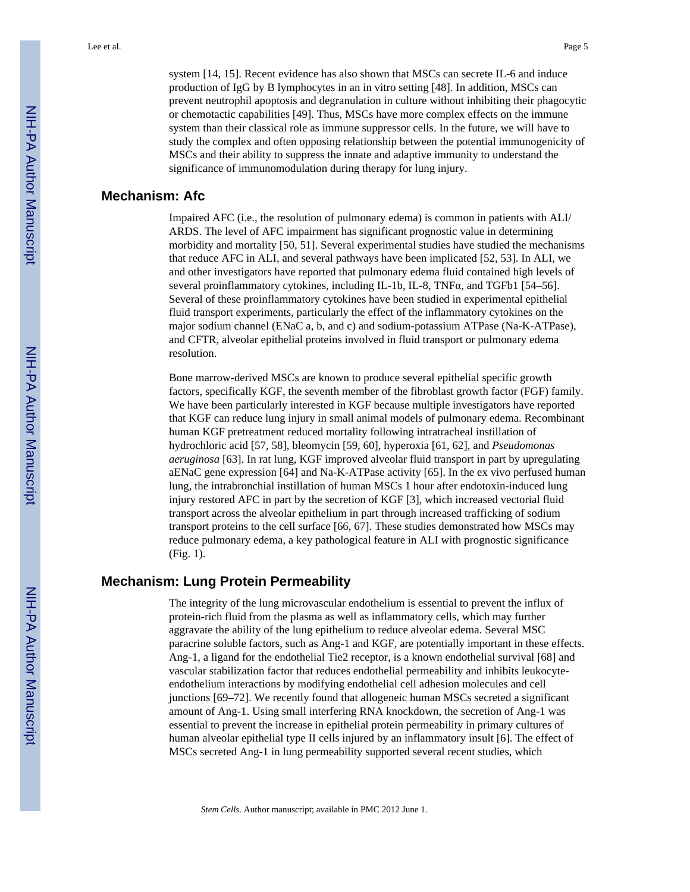system [14, 15]. Recent evidence has also shown that MSCs can secrete IL-6 and induce production of IgG by B lymphocytes in an in vitro setting [48]. In addition, MSCs can prevent neutrophil apoptosis and degranulation in culture without inhibiting their phagocytic or chemotactic capabilities [49]. Thus, MSCs have more complex effects on the immune system than their classical role as immune suppressor cells. In the future, we will have to study the complex and often opposing relationship between the potential immunogenicity of MSCs and their ability to suppress the innate and adaptive immunity to understand the significance of immunomodulation during therapy for lung injury.

## Mechanism: Afc

Impaired AFC (i.e., the resolution of pulmonary edema) is common in patients with ALI/ARDS. The level of AFC impairment has significant prognostic value in determining morbidity and mortality [50, 51]. Several experimental studies have studied the mechanisms that reduce AFC in ALI, and several pathways have been implicated [52, 53]. In ALI, we and other investigators have reported that pulmonary edema fluid contained high levels of several proinflammatory cytokines, including IL-1b, IL-8, TNFα, and TGFb1 [54–56]. Several of these proinflammatory cytokines have been studied in experimental epithelial fluid transport experiments, particularly the effect of the inflammatory cytokines on the major sodium channel (ENaC a, b, and c) and sodium-potassium ATPase (Na-K-ATPase), and CFTR, alveolar epithelial proteins involved in fluid transport or pulmonary edema resolution.

Bone marrow-derived MSCs are known to produce several epithelial specific growth factors, specifically KGF, the seventh member of the fibroblast growth factor (FGF) family. We have been particularly interested in KGF because multiple investigators have reported that KGF can reduce lung injury in small animal models of pulmonary edema. Recombinant human KGF pretreatment reduced mortality following intratracheal instillation of hydrochloric acid [57, 58], bleomycin [59, 60], hyperoxia [61, 62], and *Pseudomonas aeruginosa* [63]. In rat lung, KGF improved alveolar fluid transport in part by upregulating aENaC gene expression [64] and Na-K-ATPase activity [65]. In the ex vivo perfused human lung, the intrabronchial instillation of human MSCs 1 hour after endotoxin-induced lung injury restored AFC in part by the secretion of KGF [3], which increased vectorial fluid transport across the alveolar epithelium in part through increased trafficking of sodium transport proteins to the cell surface [66, 67]. These studies demonstrated how MSCs may reduce pulmonary edema, a key pathological feature in ALI with prognostic significance (Fig. 1).

## Mechanism: Lung Protein Permeability

The integrity of the lung microvascular endothelium is essential to prevent the influx of protein-rich fluid from the plasma as well as inflammatory cells, which may further aggravate the ability of the lung epithelium to reduce alveolar edema. Several MSC paracrine soluble factors, such as Ang-1 and KGF, are potentially important in these effects. Ang-1, a ligand for the endothelial Tie2 receptor, is a known endothelial survival [68] and vascular stabilization factor that reduces endothelial permeability and inhibits leukocyte-endothelium interactions by modifying endothelial cell adhesion molecules and cell junctions [69–72]. We recently found that allogeneic human MSCs secreted a significant amount of Ang-1. Using small interfering RNA knockdown, the secretion of Ang-1 was essential to prevent the increase in epithelial protein permeability in primary cultures of human alveolar epithelial type II cells injured by an inflammatory insult [6]. The effect of MSCs secreted Ang-1 in lung permeability supported several recent studies, which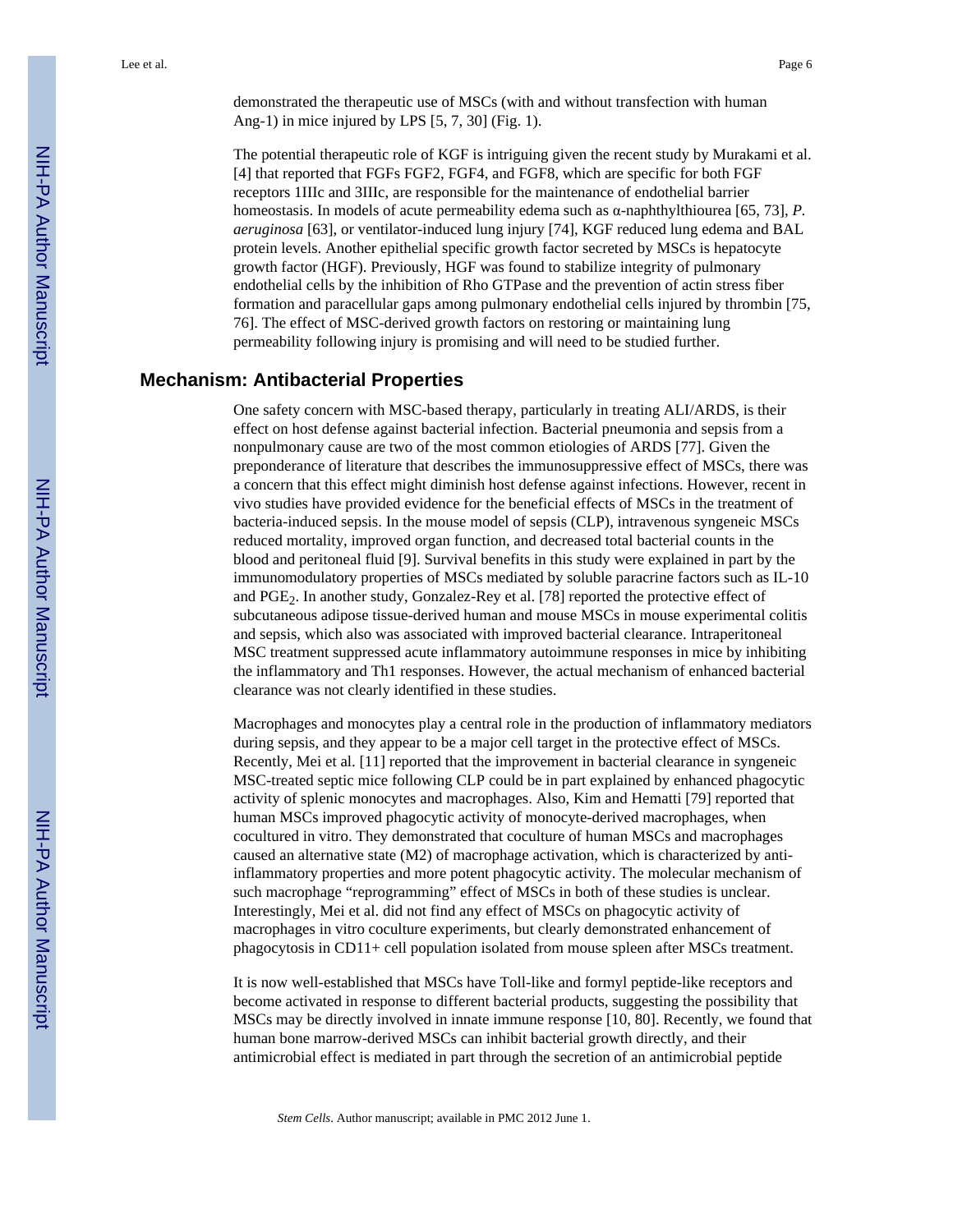demonstrated the therapeutic use of MSCs (with and without transfection with human Ang-1) in mice injured by LPS [5, 7, 30] (Fig. 1).

The potential therapeutic role of KGF is intriguing given the recent study by Murakami et al. [4] that reported that FGFs FGF2, FGF4, and FGF8, which are specific for both FGF receptors 1IIIc and 3IIIc, are responsible for the maintenance of endothelial barrier homeostasis. In models of acute permeability edema such as α-naphthylthiourea [65, 73], *P. aeruginosa* [63], or ventilator-induced lung injury [74], KGF reduced lung edema and BAL protein levels. Another epithelial specific growth factor secreted by MSCs is hepatocyte growth factor (HGF). Previously, HGF was found to stabilize integrity of pulmonary endothelial cells by the inhibition of Rho GTPase and the prevention of actin stress fiber formation and paracellular gaps among pulmonary endothelial cells injured by thrombin [75, 76]. The effect of MSC-derived growth factors on restoring or maintaining lung permeability following injury is promising and will need to be studied further.

## Mechanism: Antibacterial Properties

One safety concern with MSC-based therapy, particularly in treating ALI/ARDS, is their effect on host defense against bacterial infection. Bacterial pneumonia and sepsis from a nonpulmonary cause are two of the most common etiologies of ARDS [77]. Given the preponderance of literature that describes the immunosuppressive effect of MSCs, there was a concern that this effect might diminish host defense against infections. However, recent in vivo studies have provided evidence for the beneficial effects of MSCs in the treatment of bacteria-induced sepsis. In the mouse model of sepsis (CLP), intravenous syngeneic MSCs reduced mortality, improved organ function, and decreased total bacterial counts in the blood and peritoneal fluid [9]. Survival benefits in this study were explained in part by the immunomodulatory properties of MSCs mediated by soluble paracrine factors such as IL-10 and $PGE_2$. In another study, Gonzalez-Rey et al. [78] reported the protective effect of subcutaneous adipose tissue-derived human and mouse MSCs in mouse experimental colitis and sepsis, which also was associated with improved bacterial clearance. Intraperitoneal MSC treatment suppressed acute inflammatory autoimmune responses in mice by inhibiting the inflammatory and Th1 responses. However, the actual mechanism of enhanced bacterial clearance was not clearly identified in these studies.

Macrophages and monocytes play a central role in the production of inflammatory mediators during sepsis, and they appear to be a major cell target in the protective effect of MSCs. Recently, Mei et al. [11] reported that the improvement in bacterial clearance in syngeneic MSC-treated septic mice following CLP could be in part explained by enhanced phagocytic activity of splenic monocytes and macrophages. Also, Kim and Hematti [79] reported that human MSCs improved phagocytic activity of monocyte-derived macrophages, when cocultured in vitro. They demonstrated that coculture of human MSCs and macrophages caused an alternative state (M2) of macrophage activation, which is characterized by anti-inflammatory properties and more potent phagocytic activity. The molecular mechanism of such macrophage "reprogramming" effect of MSCs in both of these studies is unclear. Interestingly, Mei et al. did not find any effect of MSCs on phagocytic activity of macrophages in vitro coculture experiments, but clearly demonstrated enhancement of phagocytosis in CD11+ cell population isolated from mouse spleen after MSCs treatment.

It is now well-established that MSCs have Toll-like and formyl peptide-like receptors and become activated in response to different bacterial products, suggesting the possibility that MSCs may be directly involved in innate immune response [10, 80]. Recently, we found that human bone marrow-derived MSCs can inhibit bacterial growth directly, and their antimicrobial effect is mediated in part through the secretion of an antimicrobial peptide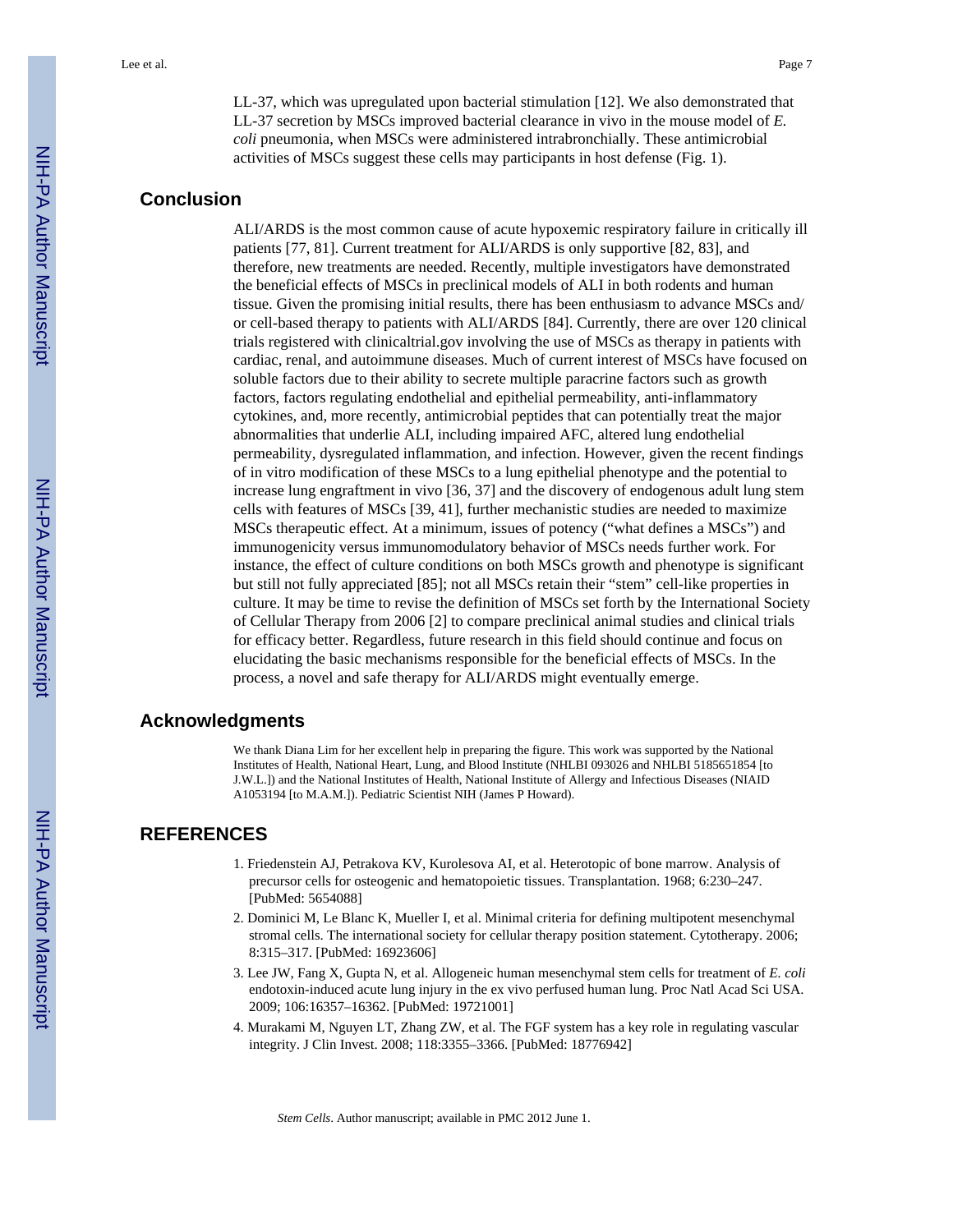LL-37, which was upregulated upon bacterial stimulation [12]. We also demonstrated that LL-37 secretion by MSCs improved bacterial clearance in vivo in the mouse model of *E. coli* pneumonia, when MSCs were administered intrabronchially. These antimicrobial activities of MSCs suggest these cells may participants in host defense (Fig. 1).

## Conclusion

ALI/ARDS is the most common cause of acute hypoxemic respiratory failure in critically ill patients [77, 81]. Current treatment for ALI/ARDS is only supportive [82, 83], and therefore, new treatments are needed. Recently, multiple investigators have demonstrated the beneficial effects of MSCs in preclinical models of ALI in both rodents and human tissue. Given the promising initial results, there has been enthusiasm to advance MSCs and/or cell-based therapy to patients with ALI/ARDS [84]. Currently, there are over 120 clinical trials registered with clinicaltrial.gov involving the use of MSCs as therapy in patients with cardiac, renal, and autoimmune diseases. Much of current interest of MSCs have focused on soluble factors due to their ability to secrete multiple paracrine factors such as growth factors, factors regulating endothelial and epithelial permeability, anti-inflammatory cytokines, and, more recently, antimicrobial peptides that can potentially treat the major abnormalities that underlie ALI, including impaired AFC, altered lung endothelial permeability, dysregulated inflammation, and infection. However, given the recent findings of in vitro modification of these MSCs to a lung epithelial phenotype and the potential to increase lung engraftment in vivo [36, 37] and the discovery of endogenous adult lung stem cells with features of MSCs [39, 41], further mechanistic studies are needed to maximize MSCs therapeutic effect. At a minimum, issues of potency ("what defines a MSCs") and immunogenicity versus immunomodulatory behavior of MSCs needs further work. For instance, the effect of culture conditions on both MSCs growth and phenotype is significant but still not fully appreciated [85]; not all MSCs retain their "stem" cell-like properties in culture. It may be time to revise the definition of MSCs set forth by the International Society of Cellular Therapy from 2006 [2] to compare preclinical animal studies and clinical trials for efficacy better. Regardless, future research in this field should continue and focus on elucidating the basic mechanisms responsible for the beneficial effects of MSCs. In the process, a novel and safe therapy for ALI/ARDS might eventually emerge.

## Acknowledgments

We thank Diana Lim for her excellent help in preparing the figure. This work was supported by the National Institutes of Health, National Heart, Lung, and Blood Institute (NHLBI 093026 and NHLBI 5185651854 [to J.W.L.]) and the National Institutes of Health, National Institute of Allergy and Infectious Diseases (NIAID A1053194 [to M.A.M.]). Pediatric Scientist NIH (James P Howard).

## REFERENCES

1. Friedenstein AJ, Petrakova KV, Kurolesova AI, et al. Heterotopic of bone marrow. Analysis of precursor cells for osteogenic and hematopoietic tissues. Transplantation. 1968; 6:230–247. [PubMed: 5654088]
2. Dominici M, Le Blanc K, Mueller I, et al. Minimal criteria for defining multipotent mesenchymal stromal cells. The international society for cellular therapy position statement. Cytotherapy. 2006; 8:315–317. [PubMed: 16923606]
3. Lee JW, Fang X, Gupta N, et al. Allogeneic human mesenchymal stem cells for treatment of *E. coli* endotoxin-induced acute lung injury in the ex vivo perfused human lung. Proc Natl Acad Sci USA. 2009; 106:16357–16362. [PubMed: 19721001]
4. Murakami M, Nguyen LT, Zhang ZW, et al. The FGF system has a key role in regulating vascular integrity. J Clin Invest. 2008; 118:3355–3366. [PubMed: 18776942]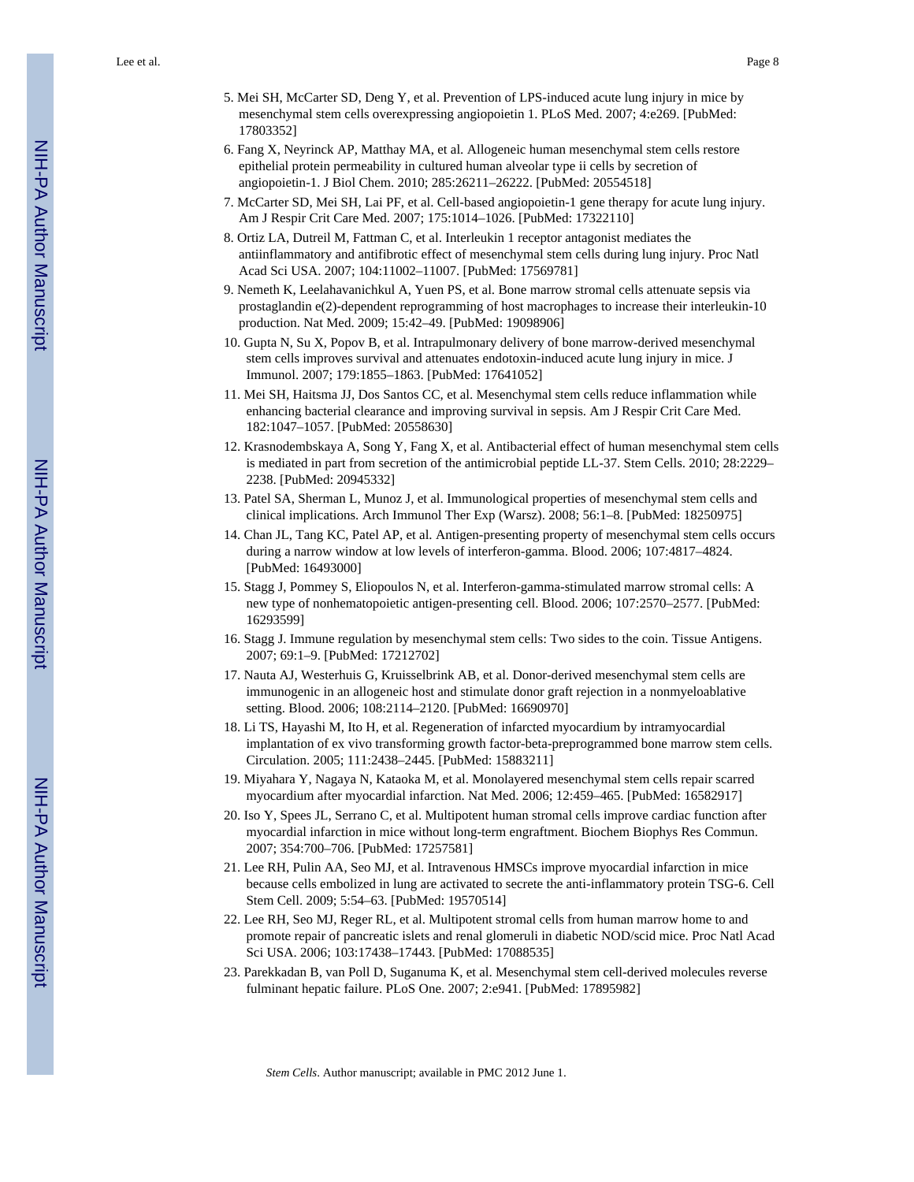5. Mei SH, McCarter SD, Deng Y, et al. Prevention of LPS-induced acute lung injury in mice by mesenchymal stem cells overexpressing angiopoietin 1. PLoS Med. 2007; 4:e269. [PubMed: 17803352]
6. Fang X, Neyrinck AP, Matthay MA, et al. Allogeneic human mesenchymal stem cells restore epithelial protein permeability in cultured human alveolar type ii cells by secretion of angiopoietin-1. J Biol Chem. 2010; 285:26211–26222. [PubMed: 20554518]
7. McCarter SD, Mei SH, Lai PF, et al. Cell-based angiopoietin-1 gene therapy for acute lung injury. Am J Respir Crit Care Med. 2007; 175:1014–1026. [PubMed: 17322110]
8. Ortiz LA, Dutreil M, Fattman C, et al. Interleukin 1 receptor antagonist mediates the antiinflammatory and antifibrotic effect of mesenchymal stem cells during lung injury. Proc Natl Acad Sci USA. 2007; 104:11002–11007. [PubMed: 17569781]
9. Nemeth K, Leelahavanichkul A, Yuen PS, et al. Bone marrow stromal cells attenuate sepsis via prostaglandin e(2)-dependent reprogramming of host macrophages to increase their interleukin-10 production. Nat Med. 2009; 15:42–49. [PubMed: 19098906]
10. Gupta N, Su X, Popov B, et al. Intrapulmonary delivery of bone marrow-derived mesenchymal stem cells improves survival and attenuates endotoxin-induced acute lung injury in mice. J Immunol. 2007; 179:1855–1863. [PubMed: 17641052]
11. Mei SH, Haitsma JJ, Dos Santos CC, et al. Mesenchymal stem cells reduce inflammation while enhancing bacterial clearance and improving survival in sepsis. Am J Respir Crit Care Med. 182:1047–1057. [PubMed: 20558630]
12. Krasnodembskaya A, Song Y, Fang X, et al. Antibacterial effect of human mesenchymal stem cells is mediated in part from secretion of the antimicrobial peptide LL-37. Stem Cells. 2010; 28:2229–2238. [PubMed: 20945332]
13. Patel SA, Sherman L, Munoz J, et al. Immunological properties of mesenchymal stem cells and clinical implications. Arch Immunol Ther Exp (Warsz). 2008; 56:1–8. [PubMed: 18250975]
14. Chan JL, Tang KC, Patel AP, et al. Antigen-presenting property of mesenchymal stem cells occurs during a narrow window at low levels of interferon-gamma. Blood. 2006; 107:4817–4824. [PubMed: 16493000]
15. Stagg J, Pommey S, Eliopoulos N, et al. Interferon-gamma-stimulated marrow stromal cells: A new type of nonhematopoietic antigen-presenting cell. Blood. 2006; 107:2570–2577. [PubMed: 16293599]
16. Stagg J. Immune regulation by mesenchymal stem cells: Two sides to the coin. Tissue Antigens. 2007; 69:1–9. [PubMed: 17212702]
17. Nauta AJ, Westerhuis G, Kruisselbrink AB, et al. Donor-derived mesenchymal stem cells are immunogenic in an allogeneic host and stimulate donor graft rejection in a nonmyeloablative setting. Blood. 2006; 108:2114–2120. [PubMed: 16690970]
18. Li TS, Hayashi M, Ito H, et al. Regeneration of infarcted myocardium by intramyocardial implantation of ex vivo transforming growth factor-beta-preprogrammed bone marrow stem cells. Circulation. 2005; 111:2438–2445. [PubMed: 15883211]
19. Miyahara Y, Nagaya N, Kataoka M, et al. Monolayered mesenchymal stem cells repair scarred myocardium after myocardial infarction. Nat Med. 2006; 12:459–465. [PubMed: 16582917]
20. Iso Y, Spees JL, Serrano C, et al. Multipotent human stromal cells improve cardiac function after myocardial infarction in mice without long-term engraftment. Biochem Biophys Res Commun. 2007; 354:700–706. [PubMed: 17257581]
21. Lee RH, Pulin AA, Seo MJ, et al. Intravenous HMSCs improve myocardial infarction in mice because cells embolized in lung are activated to secrete the anti-inflammatory protein TSG-6. Cell Stem Cell. 2009; 5:54–63. [PubMed: 19570514]
22. Lee RH, Seo MJ, Reger RL, et al. Multipotent stromal cells from human marrow home to and promote repair of pancreatic islets and renal glomeruli in diabetic NOD/scid mice. Proc Natl Acad Sci USA. 2006; 103:17438–17443. [PubMed: 17088535]
23. Parekkadan B, van Poll D, Suganuma K, et al. Mesenchymal stem cell-derived molecules reverse fulminant hepatic failure. PLoS One. 2007; 2:e941. [PubMed: 17895982]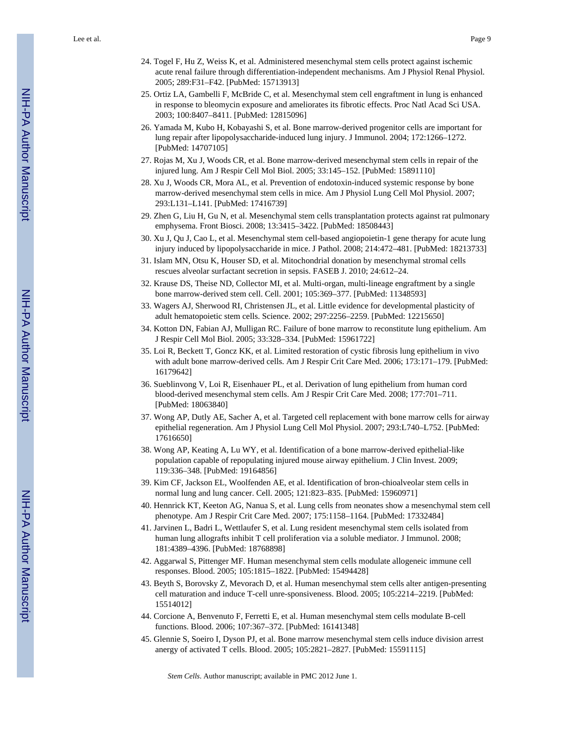24. Togel F, Hu Z, Weiss K, et al. Administered mesenchymal stem cells protect against ischemic acute renal failure through differentiation-independent mechanisms. Am J Physiol Renal Physiol. 2005; 289:F31–F42. [PubMed: 15713913]
25. Ortiz LA, Gambelli F, McBride C, et al. Mesenchymal stem cell engraftment in lung is enhanced in response to bleomycin exposure and ameliorates its fibrotic effects. Proc Natl Acad Sci USA. 2003; 100:8407–8411. [PubMed: 12815096]
26. Yamada M, Kubo H, Kobayashi S, et al. Bone marrow-derived progenitor cells are important for lung repair after lipopolysaccharide-induced lung injury. J Immunol. 2004; 172:1266–1272. [PubMed: 14707105]
27. Rojas M, Xu J, Woods CR, et al. Bone marrow-derived mesenchymal stem cells in repair of the injured lung. Am J Respir Cell Mol Biol. 2005; 33:145–152. [PubMed: 15891110]
28. Xu J, Woods CR, Mora AL, et al. Prevention of endotoxin-induced systemic response by bone marrow-derived mesenchymal stem cells in mice. Am J Physiol Lung Cell Mol Physiol. 2007; 293:L131–L141. [PubMed: 17416739]
29. Zhen G, Liu H, Gu N, et al. Mesenchymal stem cells transplantation protects against rat pulmonary emphysema. Front Biosci. 2008; 13:3415–3422. [PubMed: 18508443]
30. Xu J, Qu J, Cao L, et al. Mesenchymal stem cell-based angiopoietin-1 gene therapy for acute lung injury induced by lipopolysaccharide in mice. J Pathol. 2008; 214:472–481. [PubMed: 18213733]
31. Islam MN, Otsu K, Houser SD, et al. Mitochondrial donation by mesenchymal stromal cells rescues alveolar surfactant secretion in sepsis. FASEB J. 2010; 24:612–24.
32. Krause DS, Theise ND, Collector MI, et al. Multi-organ, multi-lineage engraftment by a single bone marrow-derived stem cell. Cell. 2001; 105:369–377. [PubMed: 11348593]
33. Wagers AJ, Sherwood RI, Christensen JL, et al. Little evidence for developmental plasticity of adult hematopoietic stem cells. Science. 2002; 297:2256–2259. [PubMed: 12215650]
34. Kotton DN, Fabian AJ, Mulligan RC. Failure of bone marrow to reconstitute lung epithelium. Am J Respir Cell Mol Biol. 2005; 33:328–334. [PubMed: 15961722]
35. Loi R, Beckett T, Goncz KK, et al. Limited restoration of cystic fibrosis lung epithelium in vivo with adult bone marrow-derived cells. Am J Respir Crit Care Med. 2006; 173:171–179. [PubMed: 16179642]
36. Sueblinvong V, Loi R, Eisenhauer PL, et al. Derivation of lung epithelium from human cord blood-derived mesenchymal stem cells. Am J Respir Crit Care Med. 2008; 177:701–711. [PubMed: 18063840]
37. Wong AP, Dutly AE, Sacher A, et al. Targeted cell replacement with bone marrow cells for airway epithelial regeneration. Am J Physiol Lung Cell Mol Physiol. 2007; 293:L740–L752. [PubMed: 17616650]
38. Wong AP, Keating A, Lu WY, et al. Identification of a bone marrow-derived epithelial-like population capable of repopulating injured mouse airway epithelium. J Clin Invest. 2009; 119:336–348. [PubMed: 19164856]
39. Kim CF, Jackson EL, Woolfenden AE, et al. Identification of bron-chioalveolar stem cells in normal lung and lung cancer. Cell. 2005; 121:823–835. [PubMed: 15960971]
40. Hennrick KT, Keeton AG, Nanua S, et al. Lung cells from neonates show a mesenchymal stem cell phenotype. Am J Respir Crit Care Med. 2007; 175:1158–1164. [PubMed: 17332484]
41. Jarvinen L, Badri L, Wettlaufer S, et al. Lung resident mesenchymal stem cells isolated from human lung allografts inhibit T cell proliferation via a soluble mediator. J Immunol. 2008; 181:4389–4396. [PubMed: 18768898]
42. Aggarwal S, Pittenger MF. Human mesenchymal stem cells modulate allogeneic immune cell responses. Blood. 2005; 105:1815–1822. [PubMed: 15494428]
43. Beyth S, Borovsky Z, Mevorach D, et al. Human mesenchymal stem cells alter antigen-presenting cell maturation and induce T-cell unre-sponsiveness. Blood. 2005; 105:2214–2219. [PubMed: 15514012]
44. Corcione A, Benvenuto F, Ferretti E, et al. Human mesenchymal stem cells modulate B-cell functions. Blood. 2006; 107:367–372. [PubMed: 16141348]
45. Glennie S, Soeiro I, Dyson PJ, et al. Bone marrow mesenchymal stem cells induce division arrest anergy of activated T cells. Blood. 2005; 105:2821–2827. [PubMed: 15591115]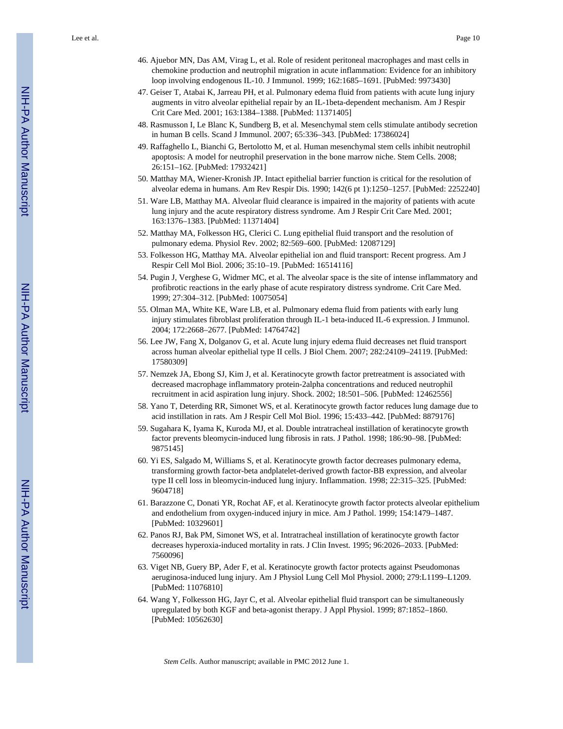46. Ajuebor MN, Das AM, Virag L, et al. Role of resident peritoneal macrophages and mast cells in chemokine production and neutrophil migration in acute inflammation: Evidence for an inhibitory loop involving endogenous IL-10. J Immunol. 1999; 162:1685–1691. [PubMed: 9973430]
47. Geiser T, Atabai K, Jarreau PH, et al. Pulmonary edema fluid from patients with acute lung injury augments in vitro alveolar epithelial repair by an IL-1beta-dependent mechanism. Am J Respir Crit Care Med. 2001; 163:1384–1388. [PubMed: 11371405]
48. Rasmusson I, Le Blanc K, Sundberg B, et al. Mesenchymal stem cells stimulate antibody secretion in human B cells. Scand J Immunol. 2007; 65:336–343. [PubMed: 17386024]
49. Raffaghello L, Bianchi G, Bertolotto M, et al. Human mesenchymal stem cells inhibit neutrophil apoptosis: A model for neutrophil preservation in the bone marrow niche. Stem Cells. 2008; 26:151–162. [PubMed: 17932421]
50. Matthay MA, Wiener-Kronish JP. Intact epithelial barrier function is critical for the resolution of alveolar edema in humans. Am Rev Respir Dis. 1990; 142(6 pt 1):1250–1257. [PubMed: 2252240]
51. Ware LB, Matthay MA. Alveolar fluid clearance is impaired in the majority of patients with acute lung injury and the acute respiratory distress syndrome. Am J Respir Crit Care Med. 2001; 163:1376–1383. [PubMed: 11371404]
52. Matthay MA, Folkesson HG, Clerici C. Lung epithelial fluid transport and the resolution of pulmonary edema. Physiol Rev. 2002; 82:569–600. [PubMed: 12087129]
53. Folkesson HG, Matthay MA. Alveolar epithelial ion and fluid transport: Recent progress. Am J Respir Cell Mol Biol. 2006; 35:10–19. [PubMed: 16514116]
54. Pugin J, Verghese G, Widmer MC, et al. The alveolar space is the site of intense inflammatory and profibrotic reactions in the early phase of acute respiratory distress syndrome. Crit Care Med. 1999; 27:304–312. [PubMed: 10075054]
55. Olman MA, White KE, Ware LB, et al. Pulmonary edema fluid from patients with early lung injury stimulates fibroblast proliferation through IL-1 beta-induced IL-6 expression. J Immunol. 2004; 172:2668–2677. [PubMed: 14764742]
56. Lee JW, Fang X, Dolganov G, et al. Acute lung injury edema fluid decreases net fluid transport across human alveolar epithelial type II cells. J Biol Chem. 2007; 282:24109–24119. [PubMed: 17580309]
57. Nemzek JA, Ebong SJ, Kim J, et al. Keratinocyte growth factor pretreatment is associated with decreased macrophage inflammatory protein-2alpha concentrations and reduced neutrophil recruitment in acid aspiration lung injury. Shock. 2002; 18:501–506. [PubMed: 12462556]
58. Yano T, Deterding RR, Simonet WS, et al. Keratinocyte growth factor reduces lung damage due to acid instillation in rats. Am J Respir Cell Mol Biol. 1996; 15:433–442. [PubMed: 8879176]
59. Sugahara K, Iyama K, Kuroda MJ, et al. Double intratracheal instillation of keratinocyte growth factor prevents bleomycin-induced lung fibrosis in rats. J Pathol. 1998; 186:90–98. [PubMed: 9875145]
60. Yi ES, Salgado M, Williams S, et al. Keratinocyte growth factor decreases pulmonary edema, transforming growth factor-beta andplatelet-derived growth factor-BB expression, and alveolar type II cell loss in bleomycin-induced lung injury. Inflammation. 1998; 22:315–325. [PubMed: 9604718]
61. Barazzone C, Donati YR, Rochat AF, et al. Keratinocyte growth factor protects alveolar epithelium and endothelium from oxygen-induced injury in mice. Am J Pathol. 1999; 154:1479–1487. [PubMed: 10329601]
62. Panos RJ, Bak PM, Simonet WS, et al. Intratracheal instillation of keratinocyte growth factor decreases hyperoxia-induced mortality in rats. J Clin Invest. 1995; 96:2026–2033. [PubMed: 7560096]
63. Viget NB, Guery BP, Ader F, et al. Keratinocyte growth factor protects against Pseudomonas aeruginosa-induced lung injury. Am J Physiol Lung Cell Mol Physiol. 2000; 279:L1199–L1209. [PubMed: 11076810]
64. Wang Y, Folkesson HG, Jayr C, et al. Alveolar epithelial fluid transport can be simultaneously upregulated by both KGF and beta-agonist therapy. J Appl Physiol. 1999; 87:1852–1860. [PubMed: 10562630]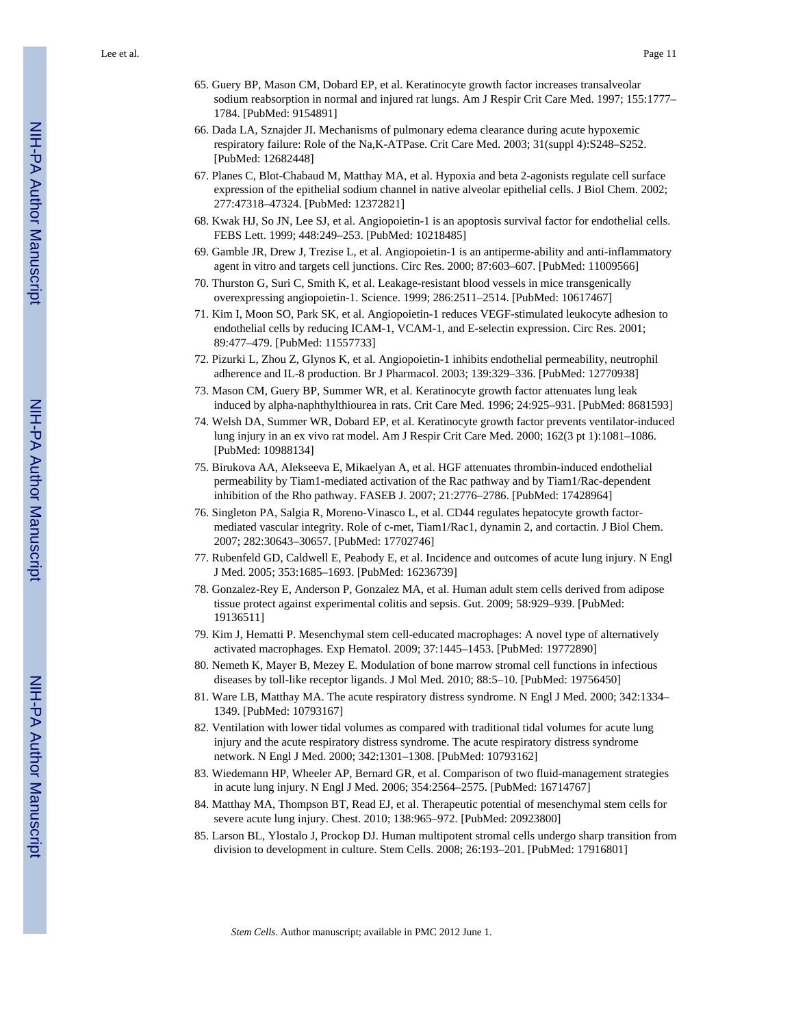65. Guery BP, Mason CM, Dobard EP, et al. Keratinocyte growth factor increases transalveolar sodium reabsorption in normal and injured rat lungs. Am J Respir Crit Care Med. 1997; 155:1777–1784. [PubMed: 9154891]
66. Dada LA, Sznajder JI. Mechanisms of pulmonary edema clearance during acute hypoxemic respiratory failure: Role of the Na,K-ATPase. Crit Care Med. 2003; 31(suppl 4):S248–S252. [PubMed: 12682448]
67. Planes C, Blot-Chabaud M, Matthay MA, et al. Hypoxia and beta 2-agonists regulate cell surface expression of the epithelial sodium channel in native alveolar epithelial cells. J Biol Chem. 2002; 277:47318–47324. [PubMed: 12372821]
68. Kwak HJ, So JN, Lee SJ, et al. Angiopoietin-1 is an apoptosis survival factor for endothelial cells. FEBS Lett. 1999; 448:249–253. [PubMed: 10218485]
69. Gamble JR, Drew J, Trezise L, et al. Angiopoietin-1 is an antiperme-ability and anti-inflammatory agent in vitro and targets cell junctions. Circ Res. 2000; 87:603–607. [PubMed: 11009566]
70. Thurston G, Suri C, Smith K, et al. Leakage-resistant blood vessels in mice transgenically overexpressing angiopoietin-1. Science. 1999; 286:2511–2514. [PubMed: 10617467]
71. Kim I, Moon SO, Park SK, et al. Angiopoietin-1 reduces VEGF-stimulated leukocyte adhesion to endothelial cells by reducing ICAM-1, VCAM-1, and E-selectin expression. Circ Res. 2001; 89:477–479. [PubMed: 11557733]
72. Pizurki L, Zhou Z, Glynos K, et al. Angiopoietin-1 inhibits endothelial permeability, neutrophil adherence and IL-8 production. Br J Pharmacol. 2003; 139:329–336. [PubMed: 12770938]
73. Mason CM, Guery BP, Summer WR, et al. Keratinocyte growth factor attenuates lung leak induced by alpha-naphthylthiourea in rats. Crit Care Med. 1996; 24:925–931. [PubMed: 8681593]
74. Welsh DA, Summer WR, Dobard EP, et al. Keratinocyte growth factor prevents ventilator-induced lung injury in an ex vivo rat model. Am J Respir Crit Care Med. 2000; 162(3 pt 1):1081–1086. [PubMed: 10988134]
75. Birukova AA, Alekseeva E, Mikaelyan A, et al. HGF attenuates thrombin-induced endothelial permeability by Tiam1-mediated activation of the Rac pathway and by Tiam1/Rac-dependent inhibition of the Rho pathway. FASEB J. 2007; 21:2776–2786. [PubMed: 17428964]
76. Singleton PA, Salgia R, Moreno-Vinasco L, et al. CD44 regulates hepatocyte growth factor-mediated vascular integrity. Role of c-met, Tiam1/Rac1, dynamin 2, and cortactin. J Biol Chem. 2007; 282:30643–30657. [PubMed: 17702746]
77. Rubenfeld GD, Caldwell E, Peabody E, et al. Incidence and outcomes of acute lung injury. N Engl J Med. 2005; 353:1685–1693. [PubMed: 16236739]
78. Gonzalez-Rey E, Anderson P, Gonzalez MA, et al. Human adult stem cells derived from adipose tissue protect against experimental colitis and sepsis. Gut. 2009; 58:929–939. [PubMed: 19136511]
79. Kim J, Hematti P. Mesenchymal stem cell-educated macrophages: A novel type of alternatively activated macrophages. Exp Hematol. 2009; 37:1445–1453. [PubMed: 19772890]
80. Nemeth K, Mayer B, Mezey E. Modulation of bone marrow stromal cell functions in infectious diseases by toll-like receptor ligands. J Mol Med. 2010; 88:5–10. [PubMed: 19756450]
81. Ware LB, Matthay MA. The acute respiratory distress syndrome. N Engl J Med. 2000; 342:1334–1349. [PubMed: 10793167]
82. Ventilation with lower tidal volumes as compared with traditional tidal volumes for acute lung injury and the acute respiratory distress syndrome. The acute respiratory distress syndrome network. N Engl J Med. 2000; 342:1301–1308. [PubMed: 10793162]
83. Wiedemann HP, Wheeler AP, Bernard GR, et al. Comparison of two fluid-management strategies in acute lung injury. N Engl J Med. 2006; 354:2564–2575. [PubMed: 16714767]
84. Matthay MA, Thompson BT, Read EJ, et al. Therapeutic potential of mesenchymal stem cells for severe acute lung injury. Chest. 2010; 138:965–972. [PubMed: 20923800]
85. Larson BL, Ylostalo J, Prockop DJ. Human multipotent stromal cells undergo sharp transition from division to development in culture. Stem Cells. 2008; 26:193–201. [PubMed: 17916801]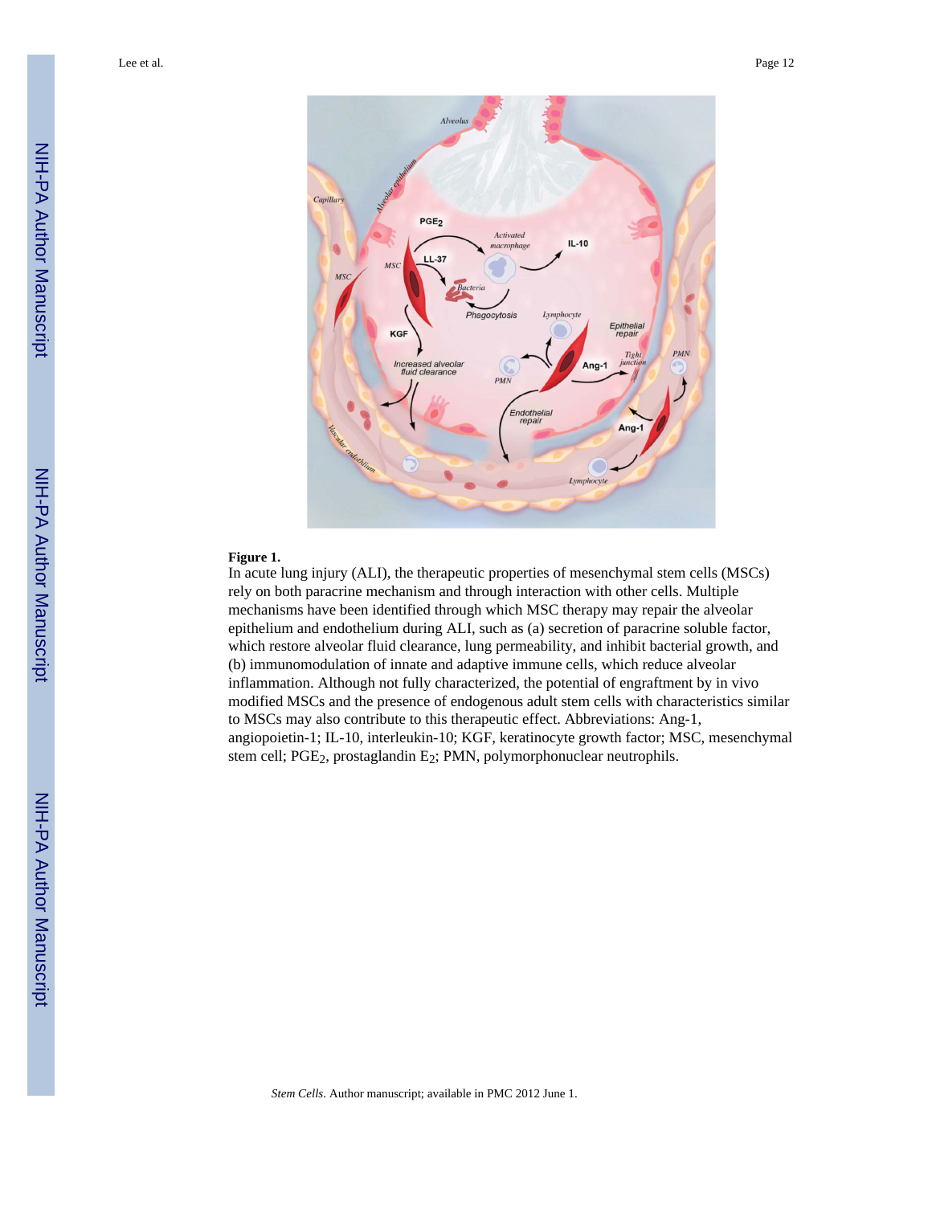**Figure 1.**

In acute lung injury (ALI), the therapeutic properties of mesenchymal stem cells (MSCs) rely on both paracrine mechanism and through interaction with other cells. Multiple mechanisms have been identified through which MSC therapy may repair the alveolar epithelium and endothelium during ALI, such as (a) secretion of paracrine soluble factor, which restore alveolar fluid clearance, lung permeability, and inhibit bacterial growth, and (b) immunomodulation of innate and adaptive immune cells, which reduce alveolar inflammation. Although not fully characterized, the potential of engraftment by in vivo modified MSCs and the presence of endogenous adult stem cells with characteristics similar to MSCs may also contribute to this therapeutic effect. Abbreviations: Ang-1, angiopoietin-1; IL-10, interleukin-10; KGF, keratinocyte growth factor; MSC, mesenchymal stem cell; $PGE_2$, prostaglandin $E_2$; PMN, polymorphonuclear neutrophils.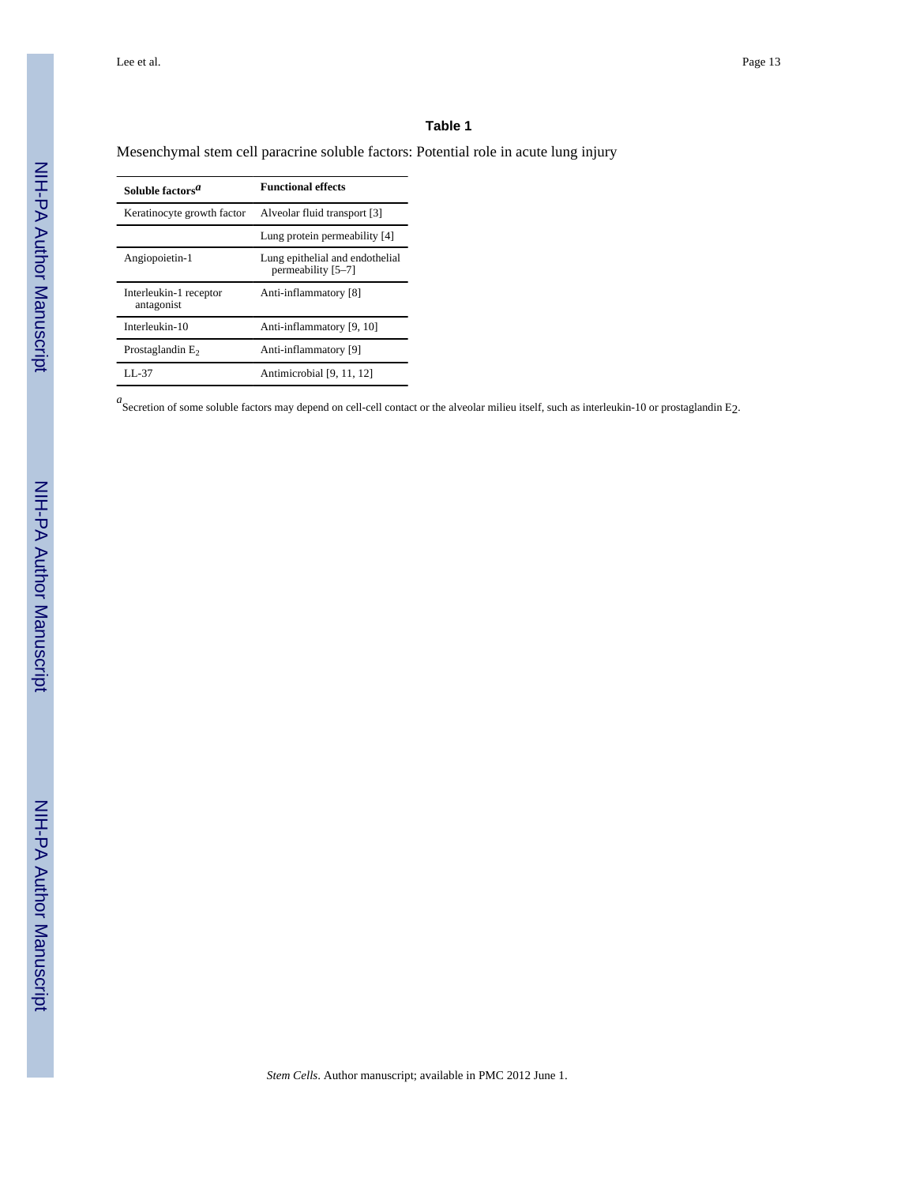**Table 1**

Mesenchymal stem cell paracrine soluble factors: Potential role in acute lung injury

| Soluble factors[a] | Functional effects |
| --- | --- |
| Keratinocyte growth factor | Alveolar fluid transport [3] |
| | Lung protein permeability [4] |
| Angiopoietin-1 | Lung epithelial and endothelial permeability [5–7] |
| Interleukin-1 receptor antagonist | Anti-inflammatory [8] |
| Interleukin-10 | Anti-inflammatory [9, 10] |
| Prostaglandin $E_2$ | Anti-inflammatory [9] |
| LL-37 | Antimicrobial [9, 11, 12] |

[a] Secretion of some soluble factors may depend on cell-cell contact or the alveolar milieu itself, such as interleukin-10 or prostaglandin $E_2$.